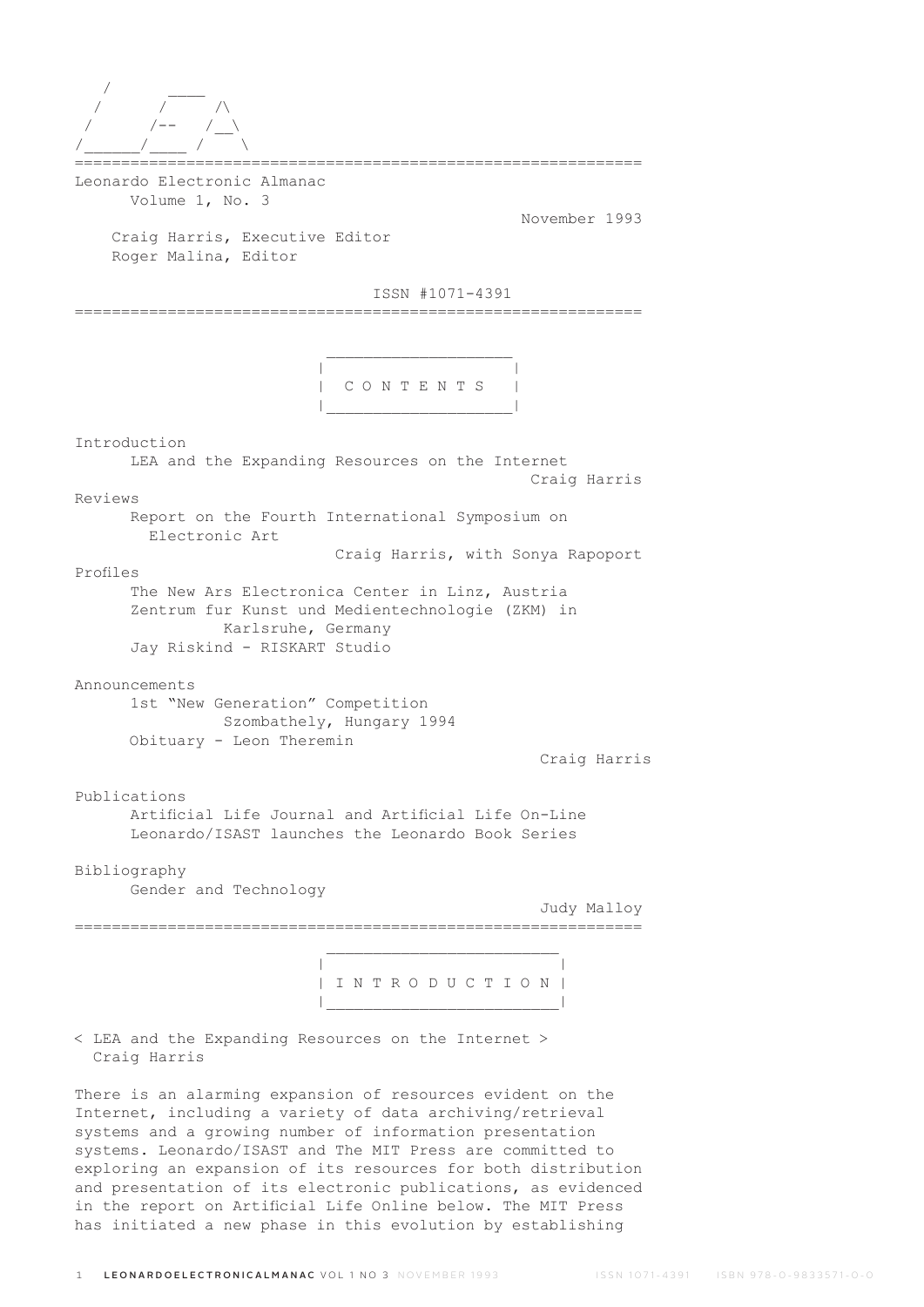```
   /       ____
  /       /     /\
 /       /--   /__\
/______/____ /     \
```

Leonardo Electronic Almanac
Volume 1, No. 3

November 1993

Craig Harris, Executive Editor
Roger Malina, Editor

ISSN #1071-4391

## CONTENTS

Introduction
- LEA and the Expanding Resources on the Internet — Craig Harris

Reviews
- Report on the Fourth International Symposium on Electronic Art — Craig Harris, with Sonya Rapoport

Profiles
- The New Ars Electronica Center in Linz, Austria
- Zentrum fur Kunst und Medientechnologie (ZKM) in Karlsruhe, Germany
- Jay Riskind - RISKART Studio

Announcements
- 1st "New Generation" Competition Szombathely, Hungary 1994
- Obituary - Leon Theremin — Craig Harris

Publications
- Artificial Life Journal and Artificial Life On-Line
- Leonardo/ISAST launches the Leonardo Book Series

Bibliography
- Gender and Technology — Judy Malloy

## INTRODUCTION

### < LEA and the Expanding Resources on the Internet >

Craig Harris

There is an alarming expansion of resources evident on the Internet, including a variety of data archiving/retrieval systems and a growing number of information presentation systems. Leonardo/ISAST and The MIT Press are committed to exploring an expansion of its resources for both distribution and presentation of its electronic publications, as evidenced in the report on Artificial Life Online below. The MIT Press has initiated a new phase in this evolution by establishing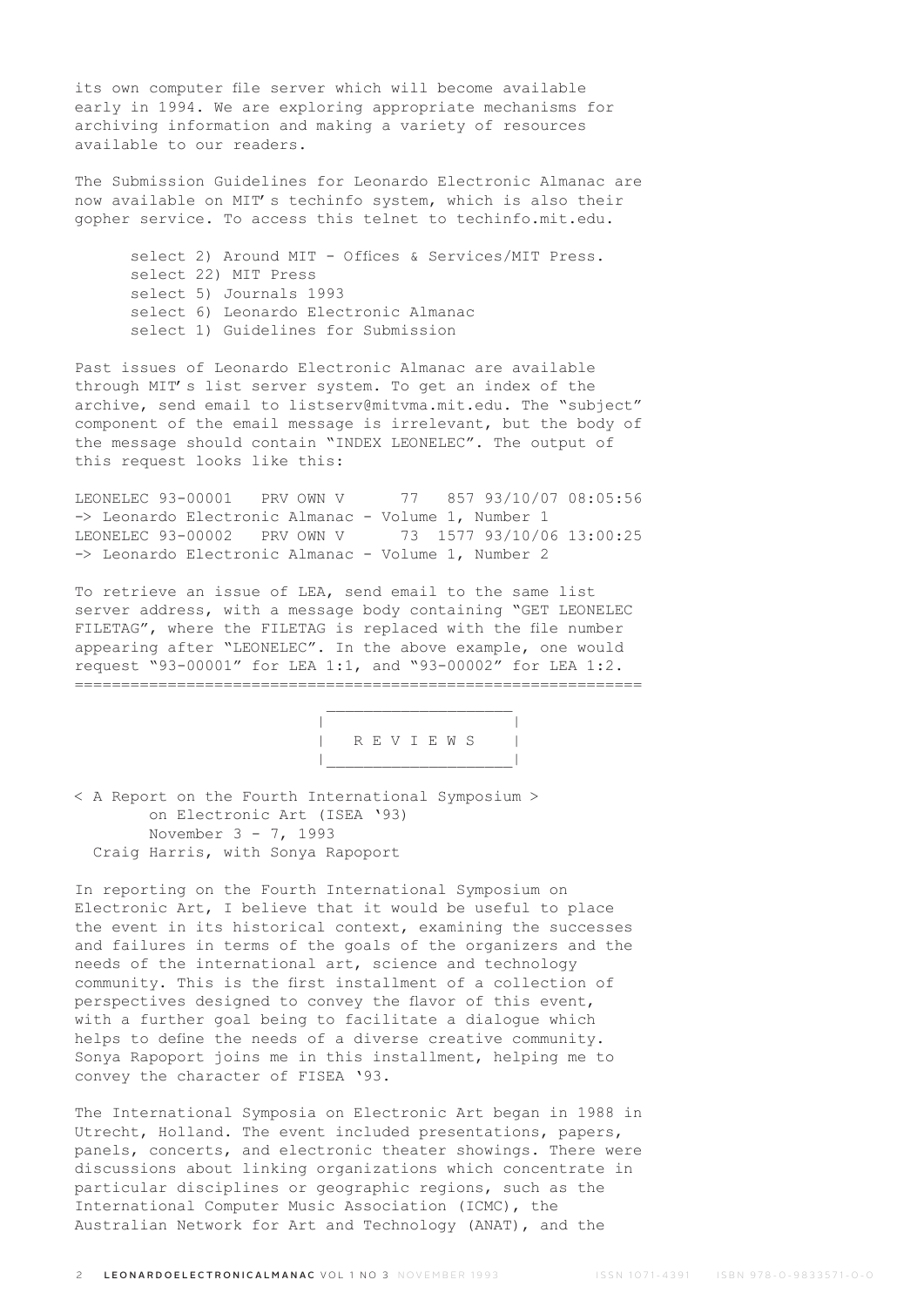its own computer file server which will become available early in 1994. We are exploring appropriate mechanisms for archiving information and making a variety of resources available to our readers.

The Submission Guidelines for Leonardo Electronic Almanac are now available on MIT's techinfo system, which is also their gopher service. To access this telnet to techinfo.mit.edu.

```
select 2) Around MIT - Offices & Services/MIT Press.
select 22) MIT Press
select 5) Journals 1993
select 6) Leonardo Electronic Almanac
select 1) Guidelines for Submission
```

Past issues of Leonardo Electronic Almanac are available through MIT's list server system. To get an index of the archive, send email to listserv@mitvma.mit.edu. The "subject" component of the email message is irrelevant, but the body of the message should contain "INDEX LEONELEC". The output of this request looks like this:

```
LEONELEC 93-00001   PRV OWN V      77   857 93/10/07 08:05:56
-> Leonardo Electronic Almanac - Volume 1, Number 1
LEONELEC 93-00002   PRV OWN V      73  1577 93/10/06 13:00:25
-> Leonardo Electronic Almanac - Volume 1, Number 2
```

To retrieve an issue of LEA, send email to the same list server address, with a message body containing "GET LEONELEC FILETAG", where the FILETAG is replaced with the file number appearing after "LEONELEC". In the above example, one would request "93-00001" for LEA 1:1, and "93-00002" for LEA 1:2.

---

# REVIEWS

## < A Report on the Fourth International Symposium > on Electronic Art (ISEA '93)

November 3 - 7, 1993

Craig Harris, with Sonya Rapoport

In reporting on the Fourth International Symposium on Electronic Art, I believe that it would be useful to place the event in its historical context, examining the successes and failures in terms of the goals of the organizers and the needs of the international art, science and technology community. This is the first installment of a collection of perspectives designed to convey the flavor of this event, with a further goal being to facilitate a dialogue which helps to define the needs of a diverse creative community. Sonya Rapoport joins me in this installment, helping me to convey the character of FISEA '93.

The International Symposia on Electronic Art began in 1988 in Utrecht, Holland. The event included presentations, papers, panels, concerts, and electronic theater showings. There were discussions about linking organizations which concentrate in particular disciplines or geographic regions, such as the International Computer Music Association (ICMC), the Australian Network for Art and Technology (ANAT), and the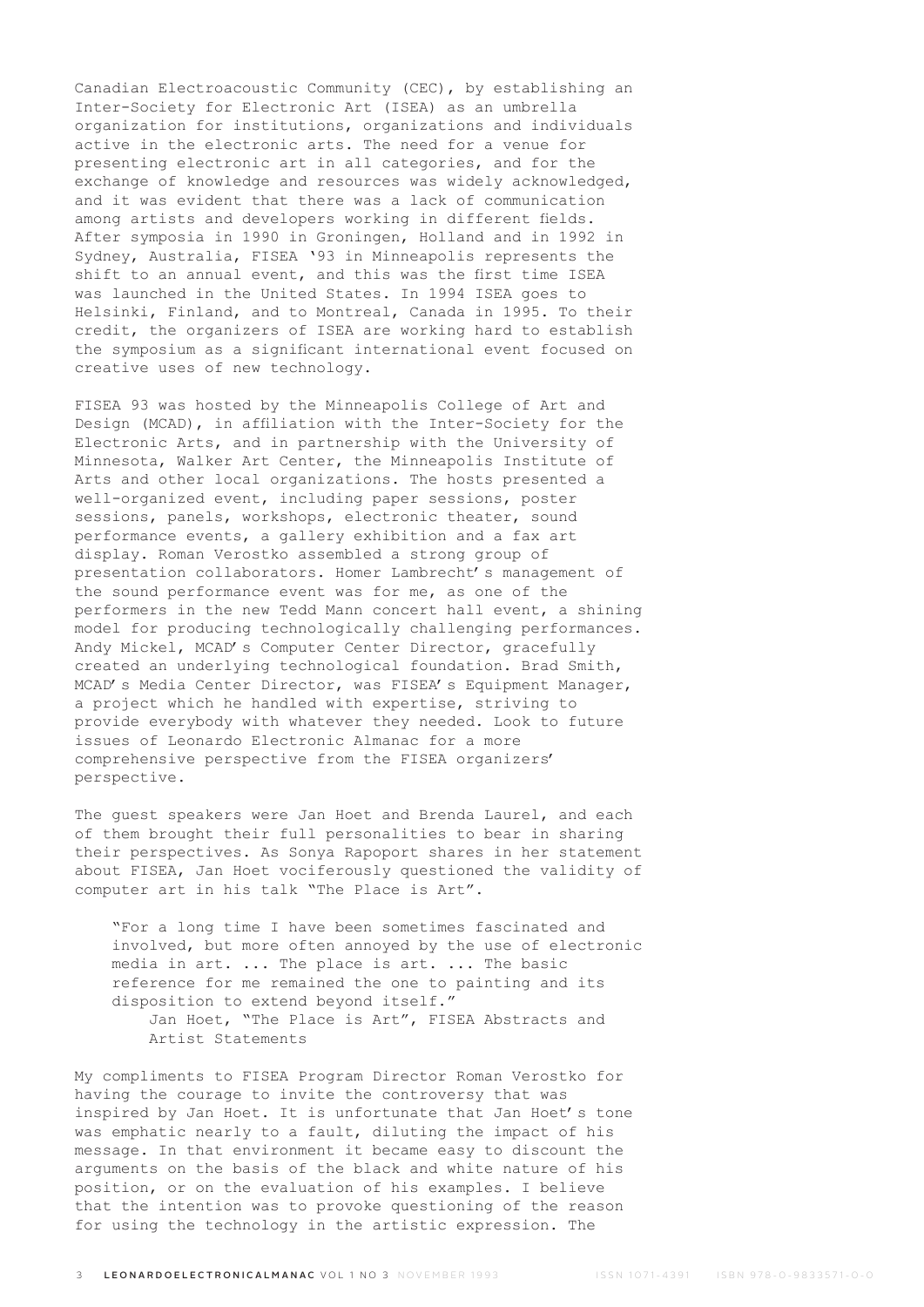Canadian Electroacoustic Community (CEC), by establishing an Inter-Society for Electronic Art (ISEA) as an umbrella organization for institutions, organizations and individuals active in the electronic arts. The need for a venue for presenting electronic art in all categories, and for the exchange of knowledge and resources was widely acknowledged, and it was evident that there was a lack of communication among artists and developers working in different fields. After symposia in 1990 in Groningen, Holland and in 1992 in Sydney, Australia, FISEA '93 in Minneapolis represents the shift to an annual event, and this was the first time ISEA was launched in the United States. In 1994 ISEA goes to Helsinki, Finland, and to Montreal, Canada in 1995. To their credit, the organizers of ISEA are working hard to establish the symposium as a significant international event focused on creative uses of new technology.

FISEA 93 was hosted by the Minneapolis College of Art and Design (MCAD), in affiliation with the Inter-Society for the Electronic Arts, and in partnership with the University of Minnesota, Walker Art Center, the Minneapolis Institute of Arts and other local organizations. The hosts presented a well-organized event, including paper sessions, poster sessions, panels, workshops, electronic theater, sound performance events, a gallery exhibition and a fax art display. Roman Verostko assembled a strong group of presentation collaborators. Homer Lambrecht's management of the sound performance event was for me, as one of the performers in the new Tedd Mann concert hall event, a shining model for producing technologically challenging performances. Andy Mickel, MCAD's Computer Center Director, gracefully created an underlying technological foundation. Brad Smith, MCAD's Media Center Director, was FISEA's Equipment Manager, a project which he handled with expertise, striving to provide everybody with whatever they needed. Look to future issues of Leonardo Electronic Almanac for a more comprehensive perspective from the FISEA organizers' perspective.

The guest speakers were Jan Hoet and Brenda Laurel, and each of them brought their full personalities to bear in sharing their perspectives. As Sonya Rapoport shares in her statement about FISEA, Jan Hoet vociferously questioned the validity of computer art in his talk "The Place is Art".

> "For a long time I have been sometimes fascinated and involved, but more often annoyed by the use of electronic media in art. ... The place is art. ... The basic reference for me remained the one to painting and its disposition to extend beyond itself."
>
> Jan Hoet, "The Place is Art", FISEA Abstracts and Artist Statements

My compliments to FISEA Program Director Roman Verostko for having the courage to invite the controversy that was inspired by Jan Hoet. It is unfortunate that Jan Hoet's tone was emphatic nearly to a fault, diluting the impact of his message. In that environment it became easy to discount the arguments on the basis of the black and white nature of his position, or on the evaluation of his examples. I believe that the intention was to provoke questioning of the reason for using the technology in the artistic expression. The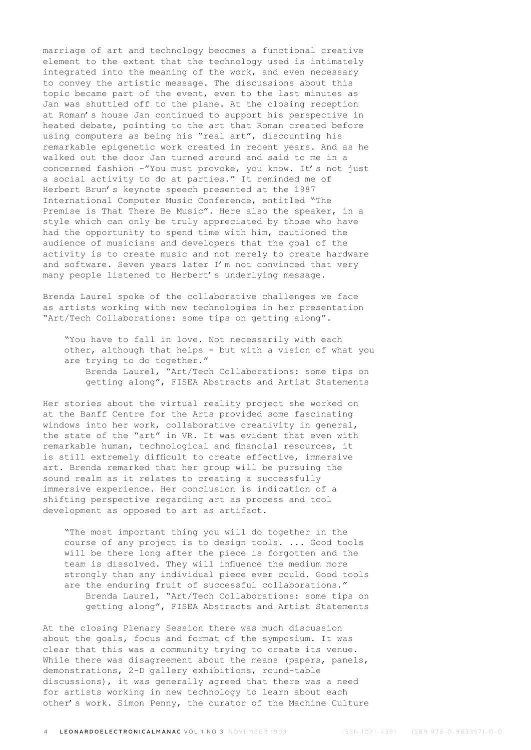marriage of art and technology becomes a functional creative element to the extent that the technology used is intimately integrated into the meaning of the work, and even necessary to convey the artistic message. The discussions about this topic became part of the event, even to the last minutes as Jan was shuttled off to the plane. At the closing reception at Roman's house Jan continued to support his perspective in heated debate, pointing to the art that Roman created before using computers as being his "real art", discounting his remarkable epigenetic work created in recent years. And as he walked out the door Jan turned around and said to me in a concerned fashion -"You must provoke, you know. It's not just a social activity to do at parties." It reminded me of Herbert Brun's keynote speech presented at the 1987 International Computer Music Conference, entitled "The Premise is That There Be Music". Here also the speaker, in a style which can only be truly appreciated by those who have had the opportunity to spend time with him, cautioned the audience of musicians and developers that the goal of the activity is to create music and not merely to create hardware and software. Seven years later I'm not convinced that very many people listened to Herbert's underlying message.

Brenda Laurel spoke of the collaborative challenges we face as artists working with new technologies in her presentation "Art/Tech Collaborations: some tips on getting along".

> "You have to fall in love. Not necessarily with each other, although that helps - but with a vision of what you are trying to do together."
>
> Brenda Laurel, "Art/Tech Collaborations: some tips on getting along", FISEA Abstracts and Artist Statements

Her stories about the virtual reality project she worked on at the Banff Centre for the Arts provided some fascinating windows into her work, collaborative creativity in general, the state of the "art" in VR. It was evident that even with remarkable human, technological and financial resources, it is still extremely difficult to create effective, immersive art. Brenda remarked that her group will be pursuing the sound realm as it relates to creating a successfully immersive experience. Her conclusion is indication of a shifting perspective regarding art as process and tool development as opposed to art as artifact.

> "The most important thing you will do together in the course of any project is to design tools. ... Good tools will be there long after the piece is forgotten and the team is dissolved. They will influence the medium more strongly than any individual piece ever could. Good tools are the enduring fruit of successful collaborations."
>
> Brenda Laurel, "Art/Tech Collaborations: some tips on getting along", FISEA Abstracts and Artist Statements

At the closing Plenary Session there was much discussion about the goals, focus and format of the symposium. It was clear that this was a community trying to create its venue. While there was disagreement about the means (papers, panels, demonstrations, 2-D gallery exhibitions, round-table discussions), it was generally agreed that there was a need for artists working in new technology to learn about each other's work. Simon Penny, the curator of the Machine Culture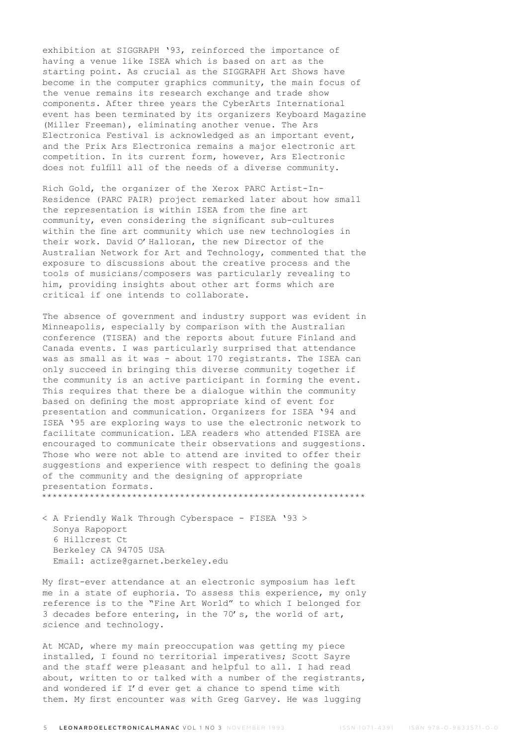exhibition at SIGGRAPH '93, reinforced the importance of having a venue like ISEA which is based on art as the starting point. As crucial as the SIGGRAPH Art Shows have become in the computer graphics community, the main focus of the venue remains its research exchange and trade show components. After three years the CyberArts International event has been terminated by its organizers Keyboard Magazine (Miller Freeman), eliminating another venue. The Ars Electronica Festival is acknowledged as an important event, and the Prix Ars Electronica remains a major electronic art competition. In its current form, however, Ars Electronic does not fulfill all of the needs of a diverse community.

Rich Gold, the organizer of the Xerox PARC Artist-In-Residence (PARC PAIR) project remarked later about how small the representation is within ISEA from the fine art community, even considering the significant sub-cultures within the fine art community which use new technologies in their work. David O'Halloran, the new Director of the Australian Network for Art and Technology, commented that the exposure to discussions about the creative process and the tools of musicians/composers was particularly revealing to him, providing insights about other art forms which are critical if one intends to collaborate.

The absence of government and industry support was evident in Minneapolis, especially by comparison with the Australian conference (TISEA) and the reports about future Finland and Canada events. I was particularly surprised that attendance was as small as it was - about 170 registrants. The ISEA can only succeed in bringing this diverse community together if the community is an active participant in forming the event. This requires that there be a dialogue within the community based on defining the most appropriate kind of event for presentation and communication. Organizers for ISEA '94 and ISEA '95 are exploring ways to use the electronic network to facilitate communication. LEA readers who attended FISEA are encouraged to communicate their observations and suggestions. Those who were not able to attend are invited to offer their suggestions and experience with respect to defining the goals of the community and the designing of appropriate presentation formats.

*************************************************************

< A Friendly Walk Through Cyberspace - FISEA '93 >
Sonya Rapoport
6 Hillcrest Ct
Berkeley CA 94705 USA
Email: actize@garnet.berkeley.edu

My first-ever attendance at an electronic symposium has left me in a state of euphoria. To assess this experience, my only reference is to the "Fine Art World" to which I belonged for 3 decades before entering, in the 70's, the world of art, science and technology.

At MCAD, where my main preoccupation was getting my piece installed, I found no territorial imperatives; Scott Sayre and the staff were pleasant and helpful to all. I had read about, written to or talked with a number of the registrants, and wondered if I'd ever get a chance to spend time with them. My first encounter was with Greg Garvey. He was lugging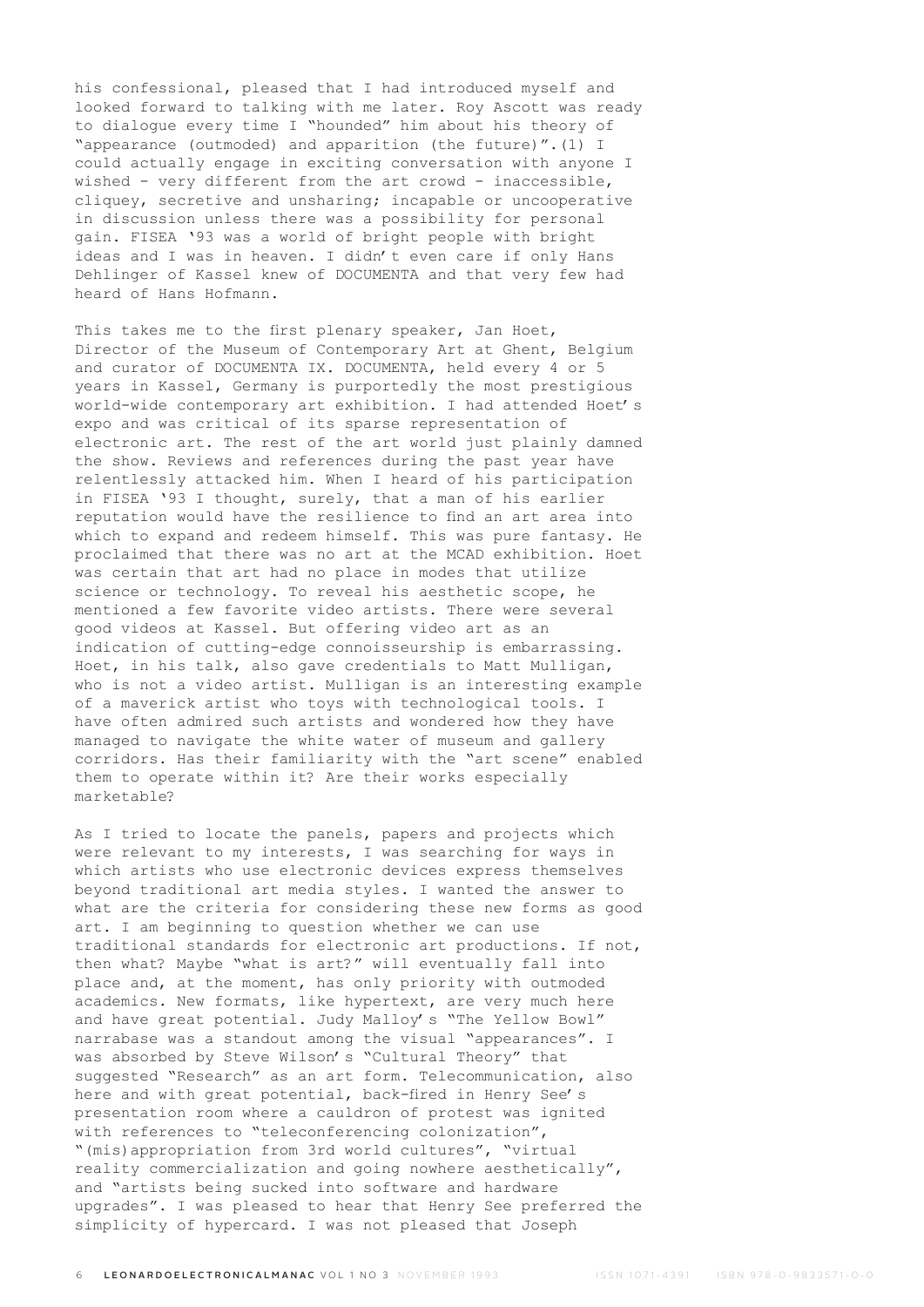his confessional, pleased that I had introduced myself and looked forward to talking with me later. Roy Ascott was ready to dialogue every time I "hounded" him about his theory of "appearance (outmoded) and apparition (the future)".(1) I could actually engage in exciting conversation with anyone I wished - very different from the art crowd - inaccessible, cliquey, secretive and unsharing; incapable or uncooperative in discussion unless there was a possibility for personal gain. FISEA '93 was a world of bright people with bright ideas and I was in heaven. I didn't even care if only Hans Dehlinger of Kassel knew of DOCUMENTA and that very few had heard of Hans Hofmann.

This takes me to the first plenary speaker, Jan Hoet, Director of the Museum of Contemporary Art at Ghent, Belgium and curator of DOCUMENTA IX. DOCUMENTA, held every 4 or 5 years in Kassel, Germany is purportedly the most prestigious world-wide contemporary art exhibition. I had attended Hoet's expo and was critical of its sparse representation of electronic art. The rest of the art world just plainly damned the show. Reviews and references during the past year have relentlessly attacked him. When I heard of his participation in FISEA '93 I thought, surely, that a man of his earlier reputation would have the resilience to find an art area into which to expand and redeem himself. This was pure fantasy. He proclaimed that there was no art at the MCAD exhibition. Hoet was certain that art had no place in modes that utilize science or technology. To reveal his aesthetic scope, he mentioned a few favorite video artists. There were several good videos at Kassel. But offering video art as an indication of cutting-edge connoisseurship is embarrassing. Hoet, in his talk, also gave credentials to Matt Mulligan, who is not a video artist. Mulligan is an interesting example of a maverick artist who toys with technological tools. I have often admired such artists and wondered how they have managed to navigate the white water of museum and gallery corridors. Has their familiarity with the "art scene" enabled them to operate within it? Are their works especially marketable?

As I tried to locate the panels, papers and projects which were relevant to my interests, I was searching for ways in which artists who use electronic devices express themselves beyond traditional art media styles. I wanted the answer to what are the criteria for considering these new forms as good art. I am beginning to question whether we can use traditional standards for electronic art productions. If not, then what? Maybe "what is art?" will eventually fall into place and, at the moment, has only priority with outmoded academics. New formats, like hypertext, are very much here and have great potential. Judy Malloy's "The Yellow Bowl" narrabase was a standout among the visual "appearances". I was absorbed by Steve Wilson's "Cultural Theory" that suggested "Research" as an art form. Telecommunication, also here and with great potential, back-fired in Henry See's presentation room where a cauldron of protest was ignited with references to "teleconferencing colonization", "(mis)appropriation from 3rd world cultures", "virtual reality commercialization and going nowhere aesthetically", and "artists being sucked into software and hardware upgrades". I was pleased to hear that Henry See preferred the simplicity of hypercard. I was not pleased that Joseph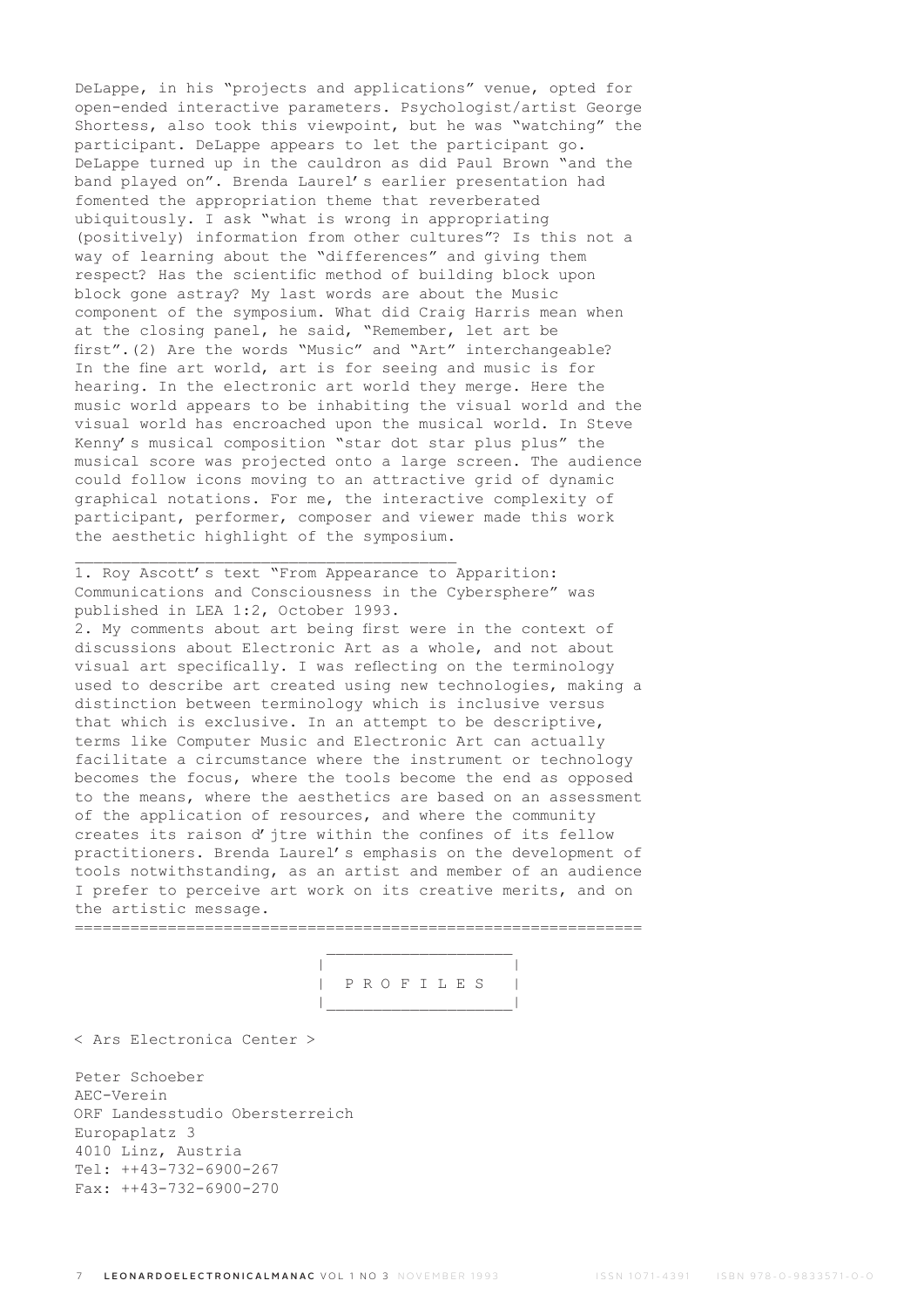DeLappe, in his "projects and applications" venue, opted for open-ended interactive parameters. Psychologist/artist George Shortess, also took this viewpoint, but he was "watching" the participant. DeLappe appears to let the participant go. DeLappe turned up in the cauldron as did Paul Brown "and the band played on". Brenda Laurel's earlier presentation had fomented the appropriation theme that reverberated ubiquitously. I ask "what is wrong in appropriating (positively) information from other cultures"? Is this not a way of learning about the "differences" and giving them respect? Has the scientific method of building block upon block gone astray? My last words are about the Music component of the symposium. What did Craig Harris mean when at the closing panel, he said, "Remember, let art be first".(2) Are the words "Music" and "Art" interchangeable? In the fine art world, art is for seeing and music is for hearing. In the electronic art world they merge. Here the music world appears to be inhabiting the visual world and the visual world has encroached upon the musical world. In Steve Kenny's musical composition "star dot star plus plus" the musical score was projected onto a large screen. The audience could follow icons moving to an attractive grid of dynamic graphical notations. For me, the interactive complexity of participant, performer, composer and viewer made this work the aesthetic highlight of the symposium.

---

1. Roy Ascott's text "From Appearance to Apparition: Communications and Consciousness in the Cybersphere" was published in LEA 1:2, October 1993.
2. My comments about art being first were in the context of discussions about Electronic Art as a whole, and not about visual art specifically. I was reflecting on the terminology used to describe art created using new technologies, making a distinction between terminology which is inclusive versus that which is exclusive. In an attempt to be descriptive, terms like Computer Music and Electronic Art can actually facilitate a circumstance where the instrument or technology becomes the focus, where the tools become the end as opposed to the means, where the aesthetics are based on an assessment of the application of resources, and where the community creates its raison d'jtre within the confines of its fellow practitioners. Brenda Laurel's emphasis on the development of tools notwithstanding, as an artist and member of an audience I prefer to perceive art work on its creative merits, and on the artistic message.

=============================================================

## P R O F I L E S

< Ars Electronica Center >

Peter Schoeber
AEC-Verein
ORF Landesstudio Obersterreich
Europaplatz 3
4010 Linz, Austria
Tel: ++43-732-6900-267
Fax: ++43-732-6900-270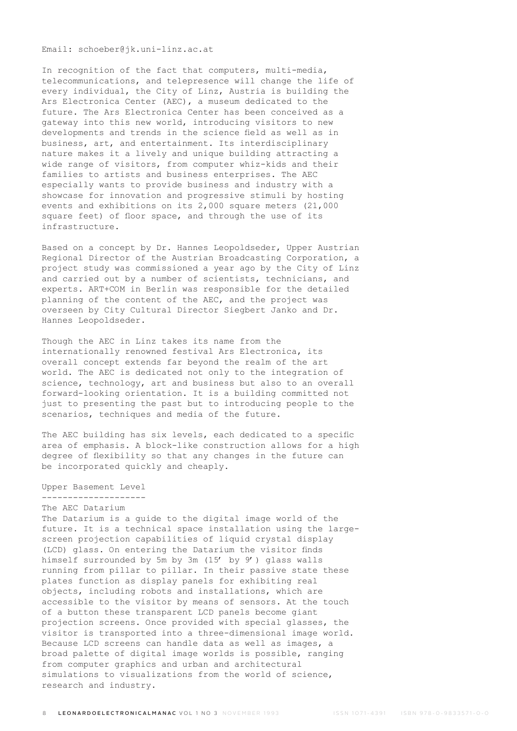Email: schoeber@jk.uni-linz.ac.at

In recognition of the fact that computers, multi-media, telecommunications, and telepresence will change the life of every individual, the City of Linz, Austria is building the Ars Electronica Center (AEC), a museum dedicated to the future. The Ars Electronica Center has been conceived as a gateway into this new world, introducing visitors to new developments and trends in the science field as well as in business, art, and entertainment. Its interdisciplinary nature makes it a lively and unique building attracting a wide range of visitors, from computer whiz-kids and their families to artists and business enterprises. The AEC especially wants to provide business and industry with a showcase for innovation and progressive stimuli by hosting events and exhibitions on its 2,000 square meters (21,000 square feet) of floor space, and through the use of its infrastructure.

Based on a concept by Dr. Hannes Leopoldseder, Upper Austrian Regional Director of the Austrian Broadcasting Corporation, a project study was commissioned a year ago by the City of Linz and carried out by a number of scientists, technicians, and experts. ART+COM in Berlin was responsible for the detailed planning of the content of the AEC, and the project was overseen by City Cultural Director Siegbert Janko and Dr. Hannes Leopoldseder.

Though the AEC in Linz takes its name from the internationally renowned festival Ars Electronica, its overall concept extends far beyond the realm of the art world. The AEC is dedicated not only to the integration of science, technology, art and business but also to an overall forward-looking orientation. It is a building committed not just to presenting the past but to introducing people to the scenarios, techniques and media of the future.

The AEC building has six levels, each dedicated to a specific area of emphasis. A block-like construction allows for a high degree of flexibility so that any changes in the future can be incorporated quickly and cheaply.

## Upper Basement Level

### The AEC Datarium

The Datarium is a guide to the digital image world of the future. It is a technical space installation using the large-screen projection capabilities of liquid crystal display (LCD) glass. On entering the Datarium the visitor finds himself surrounded by 5m by 3m (15' by 9') glass walls running from pillar to pillar. In their passive state these plates function as display panels for exhibiting real objects, including robots and installations, which are accessible to the visitor by means of sensors. At the touch of a button these transparent LCD panels become giant projection screens. Once provided with special glasses, the visitor is transported into a three-dimensional image world. Because LCD screens can handle data as well as images, a broad palette of digital image worlds is possible, ranging from computer graphics and urban and architectural simulations to visualizations from the world of science, research and industry.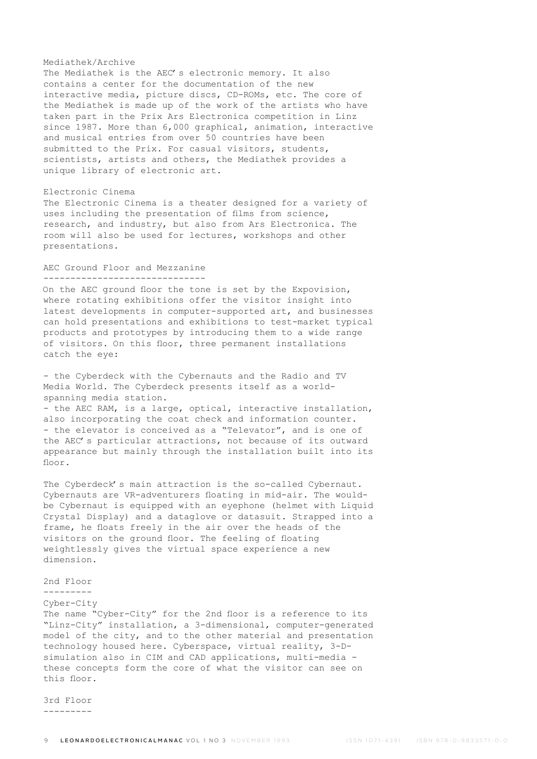### Mediathek/Archive

The Mediathek is the AEC's electronic memory. It also contains a center for the documentation of the new interactive media, picture discs, CD-ROMs, etc. The core of the Mediathek is made up of the work of the artists who have taken part in the Prix Ars Electronica competition in Linz since 1987. More than 6,000 graphical, animation, interactive and musical entries from over 50 countries have been submitted to the Prix. For casual visitors, students, scientists, artists and others, the Mediathek provides a unique library of electronic art.

### Electronic Cinema

The Electronic Cinema is a theater designed for a variety of uses including the presentation of films from science, research, and industry, but also from Ars Electronica. The room will also be used for lectures, workshops and other presentations.

## AEC Ground Floor and Mezzanine

On the AEC ground floor the tone is set by the Expovision, where rotating exhibitions offer the visitor insight into latest developments in computer-supported art, and businesses can hold presentations and exhibitions to test-market typical products and prototypes by introducing them to a wide range of visitors. On this floor, three permanent installations catch the eye:

- the Cyberdeck with the Cybernauts and the Radio and TV Media World. The Cyberdeck presents itself as a world-spanning media station.
- the AEC RAM, is a large, optical, interactive installation, also incorporating the coat check and information counter.
- the elevator is conceived as a "Televator", and is one of the AEC's particular attractions, not because of its outward appearance but mainly through the installation built into its floor.

The Cyberdeck's main attraction is the so-called Cybernaut. Cybernauts are VR-adventurers floating in mid-air. The would-be Cybernaut is equipped with an eyephone (helmet with Liquid Crystal Display) and a dataglove or datasuit. Strapped into a frame, he floats freely in the air over the heads of the visitors on the ground floor. The feeling of floating weightlessly gives the virtual space experience a new dimension.

## 2nd Floor

### Cyber-City

The name "Cyber-City" for the 2nd floor is a reference to its "Linz-City" installation, a 3-dimensional, computer-generated model of the city, and to the other material and presentation technology housed here. Cyberspace, virtual reality, 3-D-simulation also in CIM and CAD applications, multi-media - these concepts form the core of what the visitor can see on this floor.

## 3rd Floor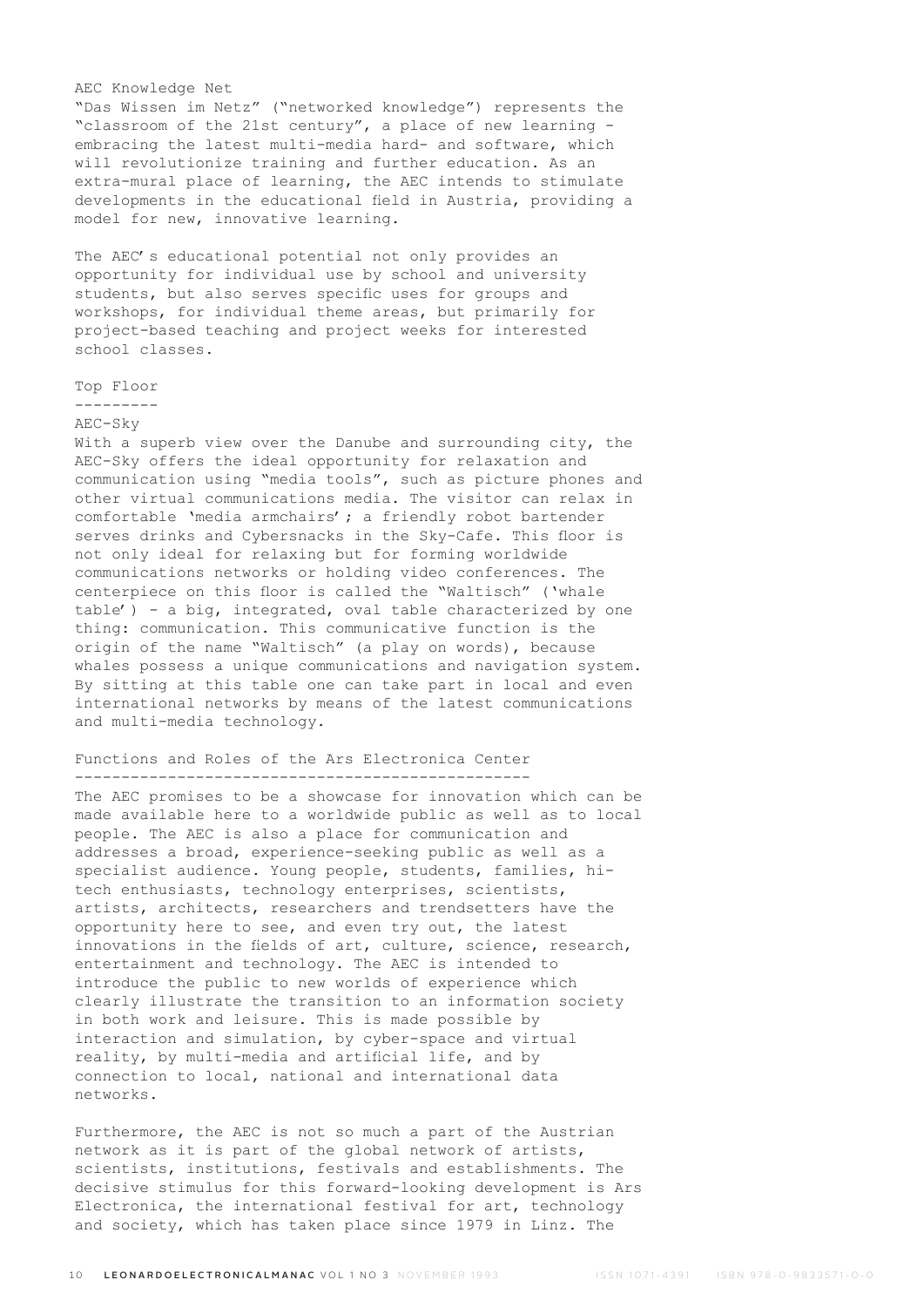AEC Knowledge Net

"Das Wissen im Netz" ("networked knowledge") represents the "classroom of the 21st century", a place of new learning - embracing the latest multi-media hard- and software, which will revolutionize training and further education. As an extra-mural place of learning, the AEC intends to stimulate developments in the educational field in Austria, providing a model for new, innovative learning.

The AEC's educational potential not only provides an opportunity for individual use by school and university students, but also serves specific uses for groups and workshops, for individual theme areas, but primarily for project-based teaching and project weeks for interested school classes.

## Top Floor

AEC-Sky

With a superb view over the Danube and surrounding city, the AEC-Sky offers the ideal opportunity for relaxation and communication using "media tools", such as picture phones and other virtual communications media. The visitor can relax in comfortable 'media armchairs'; a friendly robot bartender serves drinks and Cybersnacks in the Sky-Cafe. This floor is not only ideal for relaxing but for forming worldwide communications networks or holding video conferences. The centerpiece on this floor is called the "Waltisch" ('whale table') - a big, integrated, oval table characterized by one thing: communication. This communicative function is the origin of the name "Waltisch" (a play on words), because whales possess a unique communications and navigation system. By sitting at this table one can take part in local and even international networks by means of the latest communications and multi-media technology.

## Functions and Roles of the Ars Electronica Center

The AEC promises to be a showcase for innovation which can be made available here to a worldwide public as well as to local people. The AEC is also a place for communication and addresses a broad, experience-seeking public as well as a specialist audience. Young people, students, families, hi-tech enthusiasts, technology enterprises, scientists, artists, architects, researchers and trendsetters have the opportunity here to see, and even try out, the latest innovations in the fields of art, culture, science, research, entertainment and technology. The AEC is intended to introduce the public to new worlds of experience which clearly illustrate the transition to an information society in both work and leisure. This is made possible by interaction and simulation, by cyber-space and virtual reality, by multi-media and artificial life, and by connection to local, national and international data networks.

Furthermore, the AEC is not so much a part of the Austrian network as it is part of the global network of artists, scientists, institutions, festivals and establishments. The decisive stimulus for this forward-looking development is Ars Electronica, the international festival for art, technology and society, which has taken place since 1979 in Linz. The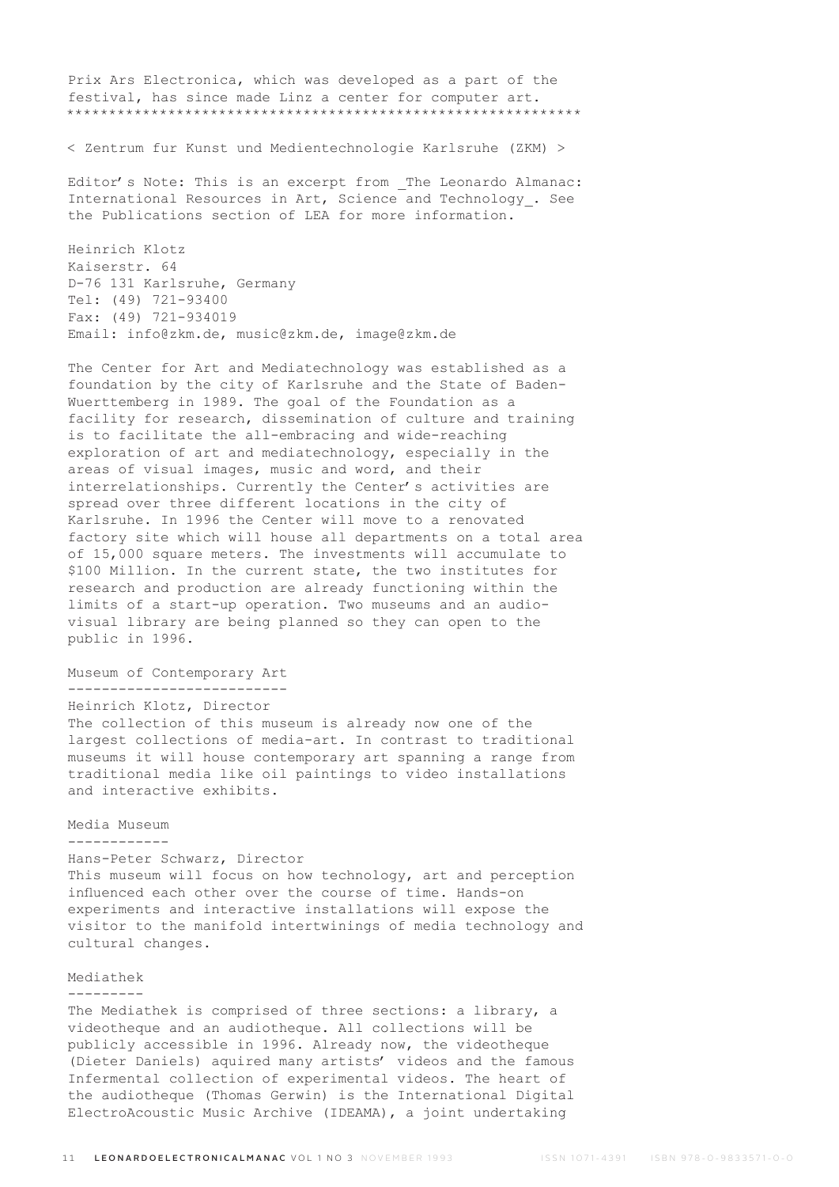Prix Ars Electronica, which was developed as a part of the festival, has since made Linz a center for computer art.
************************************************************

< Zentrum fur Kunst und Medientechnologie Karlsruhe (ZKM) >

Editor's Note: This is an excerpt from _The Leonardo Almanac: International Resources in Art, Science and Technology_. See the Publications section of LEA for more information.

Heinrich Klotz
Kaiserstr. 64
D-76 131 Karlsruhe, Germany
Tel: (49) 721-93400
Fax: (49) 721-934019
Email: info@zkm.de, music@zkm.de, image@zkm.de

The Center for Art and Mediatechnology was established as a foundation by the city of Karlsruhe and the State of Baden-Wuerttemberg in 1989. The goal of the Foundation as a facility for research, dissemination of culture and training is to facilitate the all-embracing and wide-reaching exploration of art and mediatechnology, especially in the areas of visual images, music and word, and their interrelationships. Currently the Center's activities are spread over three different locations in the city of Karlsruhe. In 1996 the Center will move to a renovated factory site which will house all departments on a total area of 15,000 square meters. The investments will accumulate to $100 Million. In the current state, the two institutes for research and production are already functioning within the limits of a start-up operation. Two museums and an audio-visual library are being planned so they can open to the public in 1996.

## Museum of Contemporary Art

Heinrich Klotz, Director
The collection of this museum is already now one of the largest collections of media-art. In contrast to traditional museums it will house contemporary art spanning a range from traditional media like oil paintings to video installations and interactive exhibits.

## Media Museum

Hans-Peter Schwarz, Director
This museum will focus on how technology, art and perception influenced each other over the course of time. Hands-on experiments and interactive installations will expose the visitor to the manifold intertwinings of media technology and cultural changes.

## Mediathek

The Mediathek is comprised of three sections: a library, a videotheque and an audiotheque. All collections will be publicly accessible in 1996. Already now, the videotheque (Dieter Daniels) aquired many artists' videos and the famous Infermental collection of experimental videos. The heart of the audiotheque (Thomas Gerwin) is the International Digital ElectroAcoustic Music Archive (IDEAMA), a joint undertaking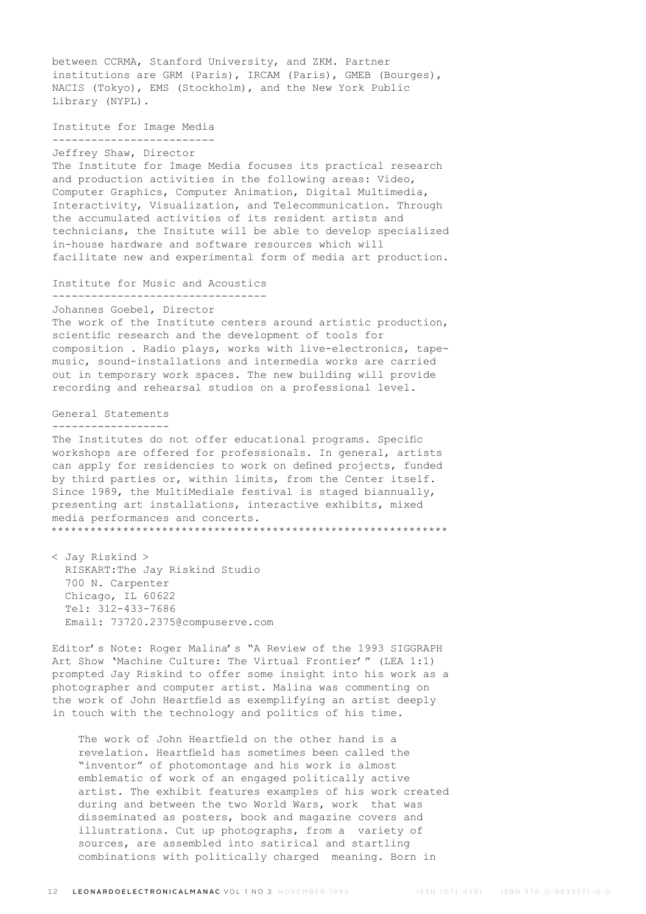between CCRMA, Stanford University, and ZKM. Partner institutions are GRM (Paris), IRCAM (Paris), GMEB (Bourges), NACIS (Tokyo), EMS (Stockholm), and the New York Public Library (NYPL).

### Institute for Image Media

Jeffrey Shaw, Director

The Institute for Image Media focuses its practical research and production activities in the following areas: Video, Computer Graphics, Computer Animation, Digital Multimedia, Interactivity, Visualization, and Telecommunication. Through the accumulated activities of its resident artists and technicians, the Insitute will be able to develop specialized in-house hardware and software resources which will facilitate new and experimental form of media art production.

### Institute for Music and Acoustics

Johannes Goebel, Director

The work of the Institute centers around artistic production, scientific research and the development of tools for composition . Radio plays, works with live-electronics, tape-music, sound-installations and intermedia works are carried out in temporary work spaces. The new building will provide recording and rehearsal studios on a professional level.

### General Statements

The Institutes do not offer educational programs. Specific workshops are offered for professionals. In general, artists can apply for residencies to work on defined projects, funded by third parties or, within limits, from the Center itself. Since 1989, the MultiMediale festival is staged biannually, presenting art installations, interactive exhibits, mixed media performances and concerts.

*************************************************************

< Jay Riskind >
RISKART:The Jay Riskind Studio
700 N. Carpenter
Chicago, IL 60622
Tel: 312-433-7686
Email: 73720.2375@compuserve.com

Editor's Note: Roger Malina's "A Review of the 1993 SIGGRAPH Art Show 'Machine Culture: The Virtual Frontier'" (LEA 1:1) prompted Jay Riskind to offer some insight into his work as a photographer and computer artist. Malina was commenting on the work of John Heartfield as exemplifying an artist deeply in touch with the technology and politics of his time.

> The work of John Heartfield on the other hand is a revelation. Heartfield has sometimes been called the "inventor" of photomontage and his work is almost emblematic of work of an engaged politically active artist. The exhibit features examples of his work created during and between the two World Wars, work that was disseminated as posters, book and magazine covers and illustrations. Cut up photographs, from a variety of sources, are assembled into satirical and startling combinations with politically charged meaning. Born in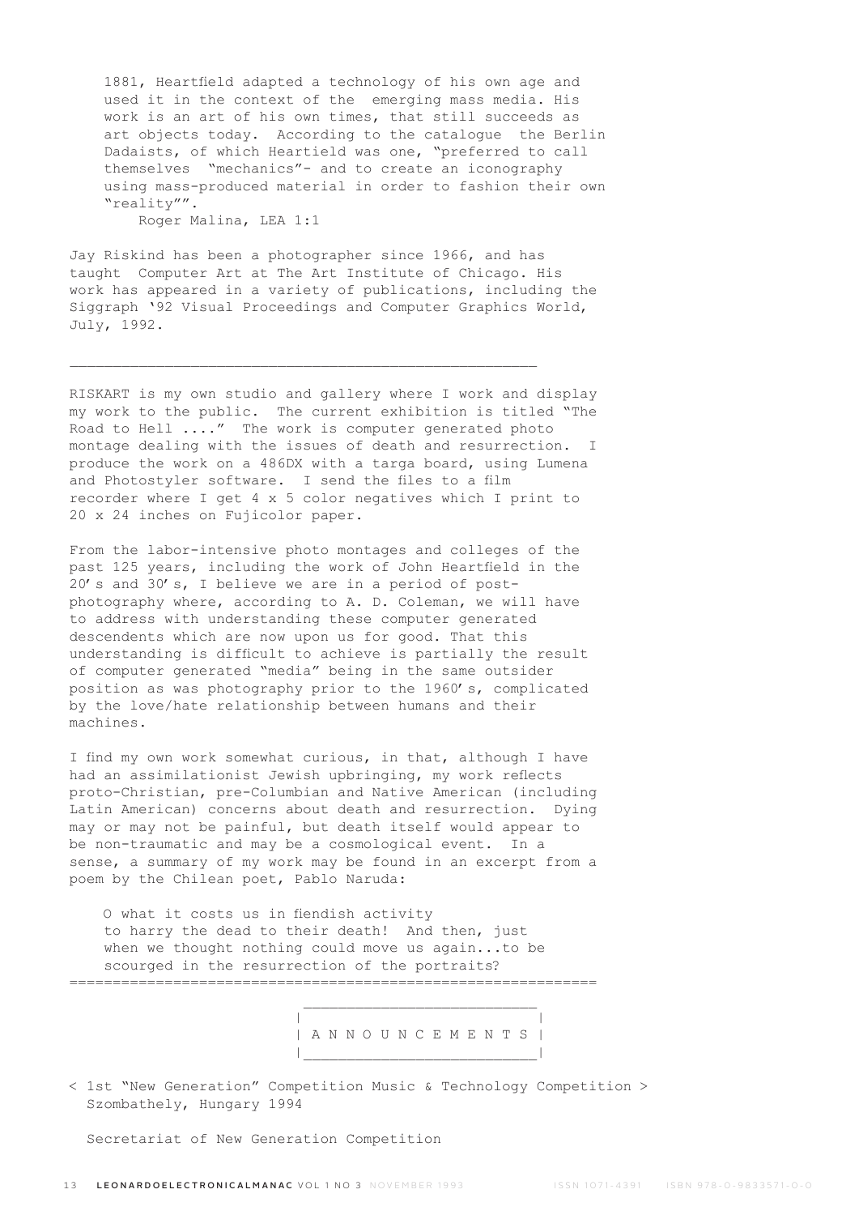> 1881, Heartfield adapted a technology of his own age and used it in the context of the emerging mass media. His work is an art of his own times, that still succeeds as art objects today. According to the catalogue the Berlin Dadaists, of which Heartield was one, "preferred to call themselves "mechanics"- and to create an iconography using mass-produced material in order to fashion their own "reality"".
>
> Roger Malina, LEA 1:1

Jay Riskind has been a photographer since 1966, and has taught Computer Art at The Art Institute of Chicago. His work has appeared in a variety of publications, including the Siggraph '92 Visual Proceedings and Computer Graphics World, July, 1992.

---

RISKART is my own studio and gallery where I work and display my work to the public. The current exhibition is titled "The Road to Hell ...." The work is computer generated photo montage dealing with the issues of death and resurrection. I produce the work on a 486DX with a targa board, using Lumena and Photostyler software. I send the files to a film recorder where I get 4 x 5 color negatives which I print to 20 x 24 inches on Fujicolor paper.

From the labor-intensive photo montages and colleges of the past 125 years, including the work of John Heartfield in the 20's and 30's, I believe we are in a period of post-photography where, according to A. D. Coleman, we will have to address with understanding these computer generated descendents which are now upon us for good. That this understanding is difficult to achieve is partially the result of computer generated "media" being in the same outsider position as was photography prior to the 1960's, complicated by the love/hate relationship between humans and their machines.

I find my own work somewhat curious, in that, although I have had an assimilationist Jewish upbringing, my work reflects proto-Christian, pre-Columbian and Native American (including Latin American) concerns about death and resurrection. Dying may or may not be painful, but death itself would appear to be non-traumatic and may be a cosmological event. In a sense, a summary of my work may be found in an excerpt from a poem by the Chilean poet, Pablo Naruda:

> O what it costs us in fiendish activity
> to harry the dead to their death! And then, just
> when we thought nothing could move us again...to be
> scourged in the resurrection of the portraits?

---

## A N N O U N C E M E N T S

< 1st "New Generation" Competition Music & Technology Competition >
Szombathely, Hungary 1994

Secretariat of New Generation Competition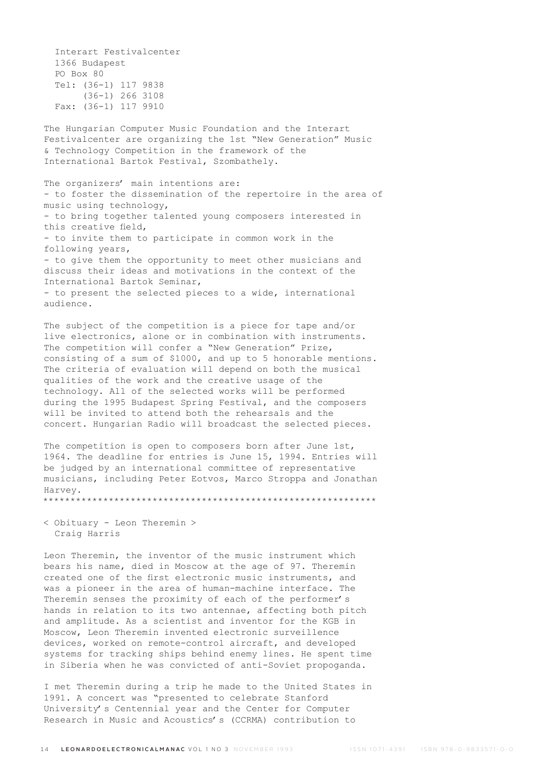Interart Festivalcenter
1366 Budapest
PO Box 80
Tel: (36-1) 117 9838
(36-1) 266 3108
Fax: (36-1) 117 9910

The Hungarian Computer Music Foundation and the Interart Festivalcenter are organizing the 1st "New Generation" Music & Technology Competition in the framework of the International Bartok Festival, Szombathely.

The organizers' main intentions are:

- to foster the dissemination of the repertoire in the area of music using technology,
- to bring together talented young composers interested in this creative field,
- to invite them to participate in common work in the following years,
- to give them the opportunity to meet other musicians and discuss their ideas and motivations in the context of the International Bartok Seminar,
- to present the selected pieces to a wide, international audience.

The subject of the competition is a piece for tape and/or live electronics, alone or in combination with instruments. The competition will confer a "New Generation" Prize, consisting of a sum of $1000, and up to 5 honorable mentions. The criteria of evaluation will depend on both the musical qualities of the work and the creative usage of the technology. All of the selected works will be performed during the 1995 Budapest Spring Festival, and the composers will be invited to attend both the rehearsals and the concert. Hungarian Radio will broadcast the selected pieces.

The competition is open to composers born after June 1st, 1964. The deadline for entries is June 15, 1994. Entries will be judged by an international committee of representative musicians, including Peter Eotvos, Marco Stroppa and Jonathan Harvey.

************************************************************

< Obituary - Leon Theremin >
Craig Harris

Leon Theremin, the inventor of the music instrument which bears his name, died in Moscow at the age of 97. Theremin created one of the first electronic music instruments, and was a pioneer in the area of human-machine interface. The Theremin senses the proximity of each of the performer's hands in relation to its two antennae, affecting both pitch and amplitude. As a scientist and inventor for the KGB in Moscow, Leon Theremin invented electronic surveillence devices, worked on remote-control aircraft, and developed systems for tracking ships behind enemy lines. He spent time in Siberia when he was convicted of anti-Soviet propoganda.

I met Theremin during a trip he made to the United States in 1991. A concert was "presented to celebrate Stanford University's Centennial year and the Center for Computer Research in Music and Acoustics's (CCRMA) contribution to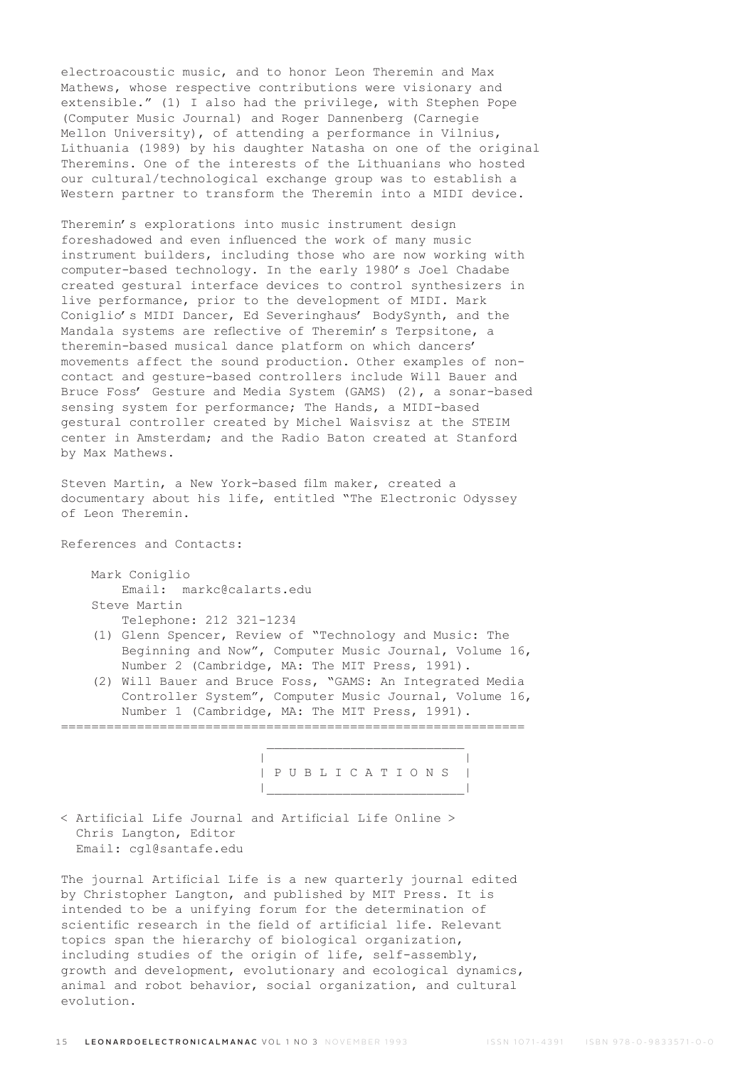electroacoustic music, and to honor Leon Theremin and Max Mathews, whose respective contributions were visionary and extensible.” (1) I also had the privilege, with Stephen Pope (Computer Music Journal) and Roger Dannenberg (Carnegie Mellon University), of attending a performance in Vilnius, Lithuania (1989) by his daughter Natasha on one of the original Theremins. One of the interests of the Lithuanians who hosted our cultural/technological exchange group was to establish a Western partner to transform the Theremin into a MIDI device.

Theremin’s explorations into music instrument design foreshadowed and even influenced the work of many music instrument builders, including those who are now working with computer-based technology. In the early 1980’s Joel Chadabe created gestural interface devices to control synthesizers in live performance, prior to the development of MIDI. Mark Coniglio’s MIDI Dancer, Ed Severinghaus’ BodySynth, and the Mandala systems are reflective of Theremin’s Terpsitone, a theremin-based musical dance platform on which dancers’ movements affect the sound production. Other examples of non-contact and gesture-based controllers include Will Bauer and Bruce Foss’ Gesture and Media System (GAMS) (2), a sonar-based sensing system for performance; The Hands, a MIDI-based gestural controller created by Michel Waisvisz at the STEIM center in Amsterdam; and the Radio Baton created at Stanford by Max Mathews.

Steven Martin, a New York-based film maker, created a documentary about his life, entitled “The Electronic Odyssey of Leon Theremin.

References and Contacts:

- Mark Coniglio
  - Email: markc@calarts.edu
- Steve Martin
  - Telephone: 212 321-1234
- (1) Glenn Spencer, Review of “Technology and Music: The Beginning and Now”, Computer Music Journal, Volume 16, Number 2 (Cambridge, MA: The MIT Press, 1991).
- (2) Will Bauer and Bruce Foss, “GAMS: An Integrated Media Controller System”, Computer Music Journal, Volume 16, Number 1 (Cambridge, MA: The MIT Press, 1991).

---

## P U B L I C A T I O N S

< Artificial Life Journal and Artificial Life Online >
Chris Langton, Editor
Email: cgl@santafe.edu

The journal Artificial Life is a new quarterly journal edited by Christopher Langton, and published by MIT Press. It is intended to be a unifying forum for the determination of scientific research in the field of artificial life. Relevant topics span the hierarchy of biological organization, including studies of the origin of life, self-assembly, growth and development, evolutionary and ecological dynamics, animal and robot behavior, social organization, and cultural evolution.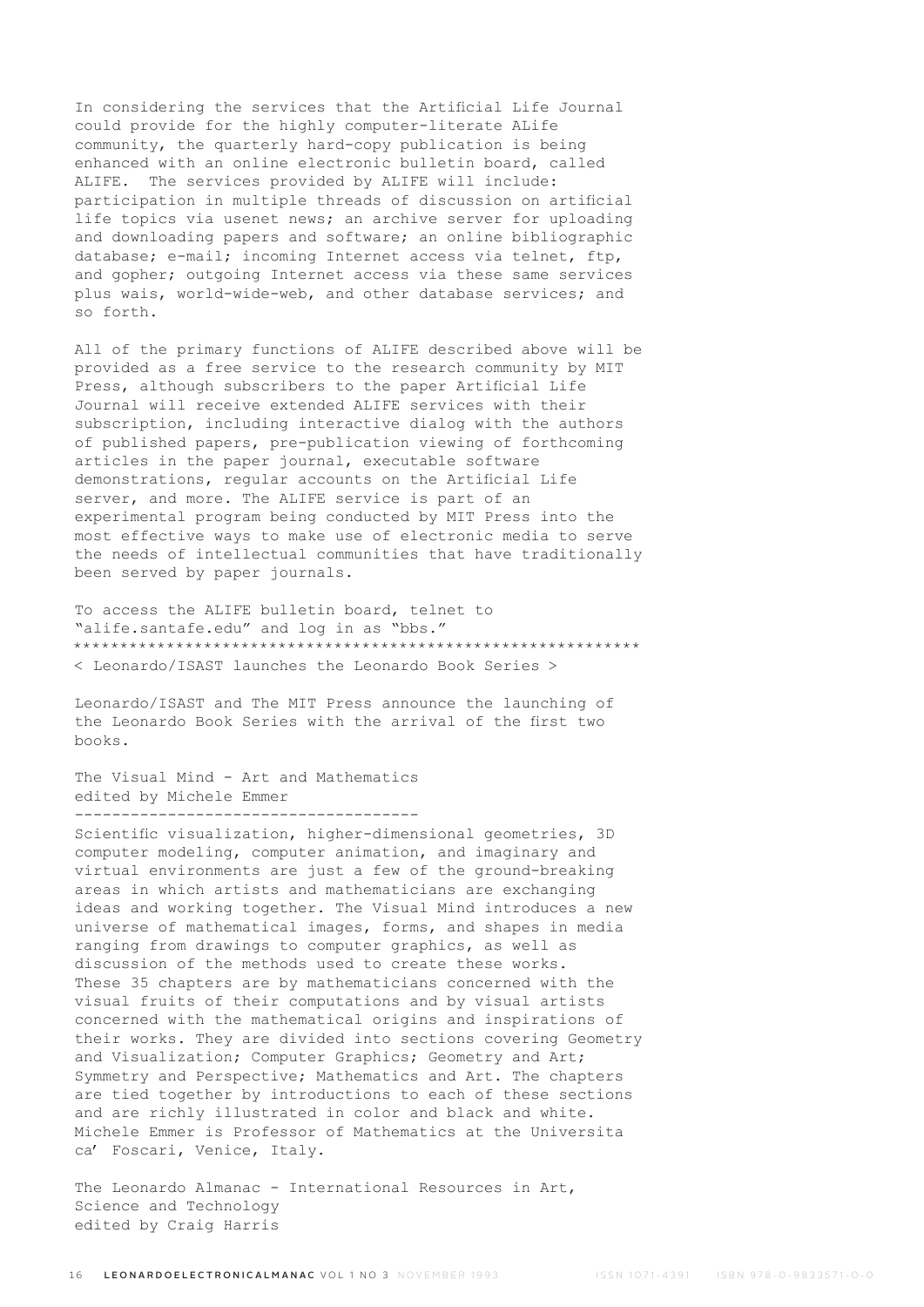In considering the services that the Artificial Life Journal could provide for the highly computer-literate ALife community, the quarterly hard-copy publication is being enhanced with an online electronic bulletin board, called ALIFE. The services provided by ALIFE will include: participation in multiple threads of discussion on artificial life topics via usenet news; an archive server for uploading and downloading papers and software; an online bibliographic database; e-mail; incoming Internet access via telnet, ftp, and gopher; outgoing Internet access via these same services plus wais, world-wide-web, and other database services; and so forth.

All of the primary functions of ALIFE described above will be provided as a free service to the research community by MIT Press, although subscribers to the paper Artificial Life Journal will receive extended ALIFE services with their subscription, including interactive dialog with the authors of published papers, pre-publication viewing of forthcoming articles in the paper journal, executable software demonstrations, regular accounts on the Artificial Life server, and more. The ALIFE service is part of an experimental program being conducted by MIT Press into the most effective ways to make use of electronic media to serve the needs of intellectual communities that have traditionally been served by paper journals.

To access the ALIFE bulletin board, telnet to "alife.santafe.edu" and log in as "bbs."

*************************************************************

< Leonardo/ISAST launches the Leonardo Book Series >

Leonardo/ISAST and The MIT Press announce the launching of the Leonardo Book Series with the arrival of the first two books.

The Visual Mind - Art and Mathematics
edited by Michele Emmer

-------------------------------------

Scientific visualization, higher-dimensional geometries, 3D computer modeling, computer animation, and imaginary and virtual environments are just a few of the ground-breaking areas in which artists and mathematicians are exchanging ideas and working together. The Visual Mind introduces a new universe of mathematical images, forms, and shapes in media ranging from drawings to computer graphics, as well as discussion of the methods used to create these works. These 35 chapters are by mathematicians concerned with the visual fruits of their computations and by visual artists concerned with the mathematical origins and inspirations of their works. They are divided into sections covering Geometry and Visualization; Computer Graphics; Geometry and Art; Symmetry and Perspective; Mathematics and Art. The chapters are tied together by introductions to each of these sections and are richly illustrated in color and black and white. Michele Emmer is Professor of Mathematics at the Universita ca' Foscari, Venice, Italy.

The Leonardo Almanac - International Resources in Art, Science and Technology
edited by Craig Harris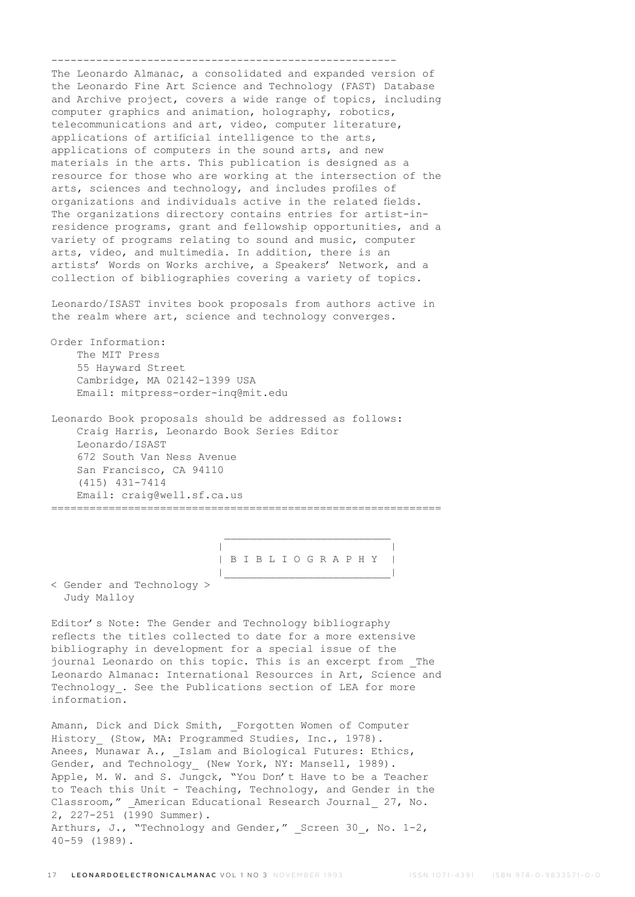---

The Leonardo Almanac, a consolidated and expanded version of the Leonardo Fine Art Science and Technology (FAST) Database and Archive project, covers a wide range of topics, including computer graphics and animation, holography, robotics, telecommunications and art, video, computer literature, applications of artificial intelligence to the arts, applications of computers in the sound arts, and new materials in the arts. This publication is designed as a resource for those who are working at the intersection of the arts, sciences and technology, and includes profiles of organizations and individuals active in the related fields. The organizations directory contains entries for artist-in-residence programs, grant and fellowship opportunities, and a variety of programs relating to sound and music, computer arts, video, and multimedia. In addition, there is an artists' Words on Works archive, a Speakers' Network, and a collection of bibliographies covering a variety of topics.

Leonardo/ISAST invites book proposals from authors active in the realm where art, science and technology converges.

Order Information:
The MIT Press
55 Hayward Street
Cambridge, MA 02142-1399 USA
Email: mitpress-order-inq@mit.edu

Leonardo Book proposals should be addressed as follows:
Craig Harris, Leonardo Book Series Editor
Leonardo/ISAST
672 South Van Ness Avenue
San Francisco, CA 94110
(415) 431-7414
Email: craig@well.sf.ca.us

---

## B I B L I O G R A P H Y

< Gender and Technology >
Judy Malloy

Editor's Note: The Gender and Technology bibliography reflects the titles collected to date for a more extensive bibliography in development for a special issue of the journal Leonardo on this topic. This is an excerpt from _The Leonardo Almanac: International Resources in Art, Science and Technology_. See the Publications section of LEA for more information.

Amann, Dick and Dick Smith, _Forgotten Women of Computer History_ (Stow, MA: Programmed Studies, Inc., 1978).
Anees, Munawar A., _Islam and Biological Futures: Ethics, Gender, and Technology_ (New York, NY: Mansell, 1989).
Apple, M. W. and S. Jungck, "You Don't Have to be a Teacher to Teach this Unit - Teaching, Technology, and Gender in the Classroom," _American Educational Research Journal_ 27, No. 2, 227-251 (1990 Summer).
Arthurs, J., "Technology and Gender," _Screen 30_, No. 1-2, 40-59 (1989).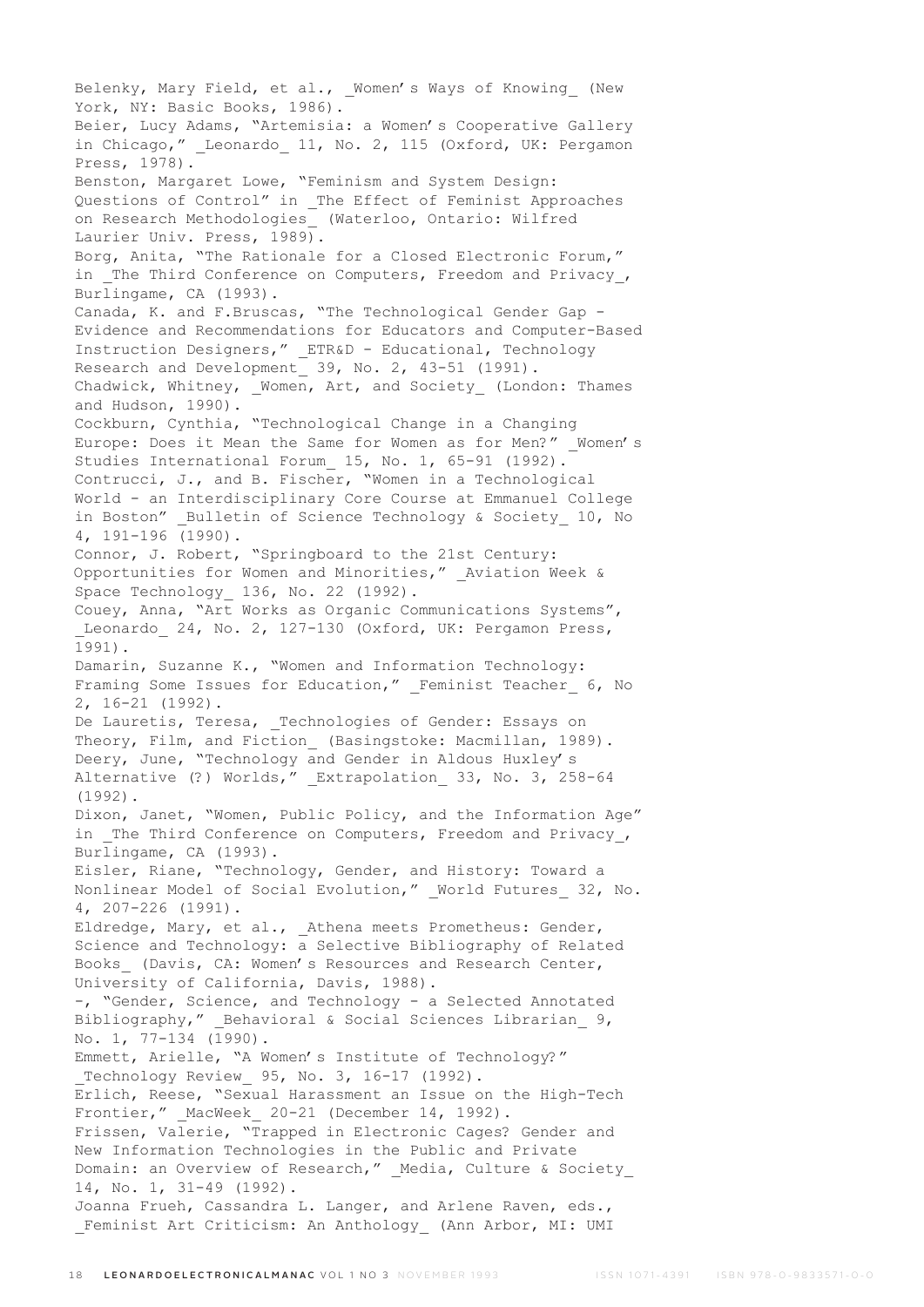Belenky, Mary Field, et al., _Women's Ways of Knowing_ (New York, NY: Basic Books, 1986).

Beier, Lucy Adams, "Artemisia: a Women's Cooperative Gallery in Chicago," _Leonardo_ 11, No. 2, 115 (Oxford, UK: Pergamon Press, 1978).

Benston, Margaret Lowe, "Feminism and System Design: Questions of Control" in _The Effect of Feminist Approaches on Research Methodologies_ (Waterloo, Ontario: Wilfred Laurier Univ. Press, 1989).

Borg, Anita, "The Rationale for a Closed Electronic Forum," in _The Third Conference on Computers, Freedom and Privacy_, Burlingame, CA (1993).

Canada, K. and F.Bruscas, "The Technological Gender Gap - Evidence and Recommendations for Educators and Computer-Based Instruction Designers," _ETR&D - Educational, Technology Research and Development_ 39, No. 2, 43-51 (1991).

Chadwick, Whitney, _Women, Art, and Society_ (London: Thames and Hudson, 1990).

Cockburn, Cynthia, "Technological Change in a Changing Europe: Does it Mean the Same for Women as for Men?" _Women's Studies International Forum_ 15, No. 1, 65-91 (1992).

Contrucci, J., and B. Fischer, "Women in a Technological World - an Interdisciplinary Core Course at Emmanuel College in Boston" _Bulletin of Science Technology & Society_ 10, No 4, 191-196 (1990).

Connor, J. Robert, "Springboard to the 21st Century: Opportunities for Women and Minorities," _Aviation Week & Space Technology_ 136, No. 22 (1992).

Couey, Anna, "Art Works as Organic Communications Systems", _Leonardo_ 24, No. 2, 127-130 (Oxford, UK: Pergamon Press, 1991).

Damarin, Suzanne K., "Women and Information Technology: Framing Some Issues for Education," _Feminist Teacher_ 6, No 2, 16-21 (1992).

De Lauretis, Teresa, _Technologies of Gender: Essays on Theory, Film, and Fiction_ (Basingstoke: Macmillan, 1989).

Deery, June, "Technology and Gender in Aldous Huxley's Alternative (?) Worlds," _Extrapolation_ 33, No. 3, 258-64 (1992).

Dixon, Janet, "Women, Public Policy, and the Information Age" in _The Third Conference on Computers, Freedom and Privacy_, Burlingame, CA (1993).

Eisler, Riane, "Technology, Gender, and History: Toward a Nonlinear Model of Social Evolution," _World Futures_ 32, No. 4, 207-226 (1991).

Eldredge, Mary, et al., _Athena meets Prometheus: Gender, Science and Technology: a Selective Bibliography of Related Books_ (Davis, CA: Women's Resources and Research Center, University of California, Davis, 1988).

-, "Gender, Science, and Technology - a Selected Annotated Bibliography," _Behavioral & Social Sciences Librarian_ 9, No. 1, 77-134 (1990).

Emmett, Arielle, "A Women's Institute of Technology?" _Technology Review_ 95, No. 3, 16-17 (1992).

Erlich, Reese, "Sexual Harassment an Issue on the High-Tech Frontier," _MacWeek_ 20-21 (December 14, 1992).

Frissen, Valerie, "Trapped in Electronic Cages? Gender and New Information Technologies in the Public and Private Domain: an Overview of Research," _Media, Culture & Society_ 14, No. 1, 31-49 (1992).

Joanna Frueh, Cassandra L. Langer, and Arlene Raven, eds., _Feminist Art Criticism: An Anthology_ (Ann Arbor, MI: UMI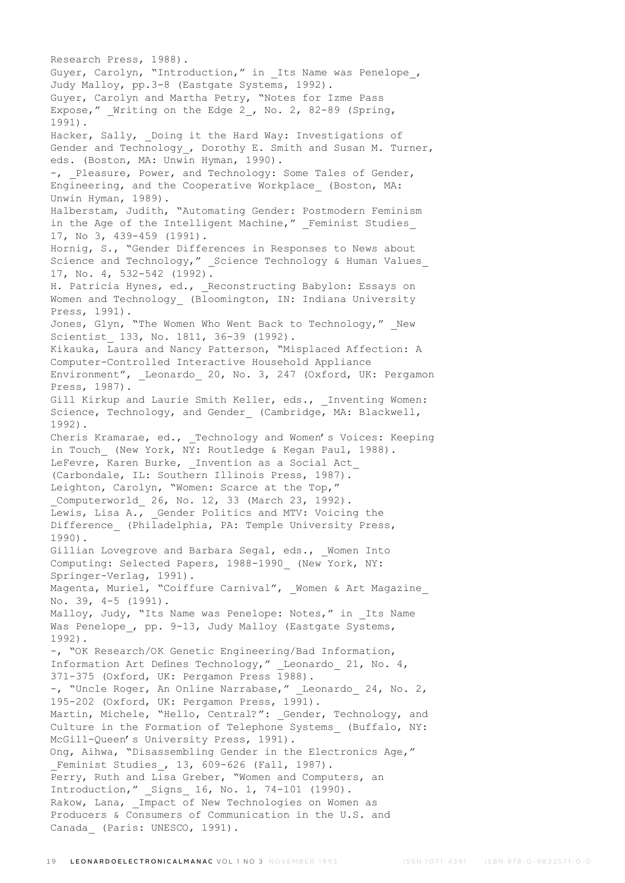Research Press, 1988).

Guyer, Carolyn, "Introduction," in _Its Name was Penelope_, Judy Malloy, pp.3-8 (Eastgate Systems, 1992).

Guyer, Carolyn and Martha Petry, "Notes for Izme Pass Expose," _Writing on the Edge 2_, No. 2, 82-89 (Spring, 1991).

Hacker, Sally, _Doing it the Hard Way: Investigations of Gender and Technology_, Dorothy E. Smith and Susan M. Turner, eds. (Boston, MA: Unwin Hyman, 1990).

-, _Pleasure, Power, and Technology: Some Tales of Gender, Engineering, and the Cooperative Workplace_ (Boston, MA: Unwin Hyman, 1989).

Halberstam, Judith, "Automating Gender: Postmodern Feminism in the Age of the Intelligent Machine," _Feminist Studies_ 17, No 3, 439-459 (1991).

Hornig, S., "Gender Differences in Responses to News about Science and Technology," _Science Technology & Human Values_ 17, No. 4, 532-542 (1992).

H. Patricia Hynes, ed., _Reconstructing Babylon: Essays on Women and Technology_ (Bloomington, IN: Indiana University Press, 1991).

Jones, Glyn, "The Women Who Went Back to Technology," _New Scientist_ 133, No. 1811, 36-39 (1992).

Kikauka, Laura and Nancy Patterson, "Misplaced Affection: A Computer-Controlled Interactive Household Appliance Environment", _Leonardo_ 20, No. 3, 247 (Oxford, UK: Pergamon Press, 1987).

Gill Kirkup and Laurie Smith Keller, eds., _Inventing Women: Science, Technology, and Gender_ (Cambridge, MA: Blackwell, 1992).

Cheris Kramarae, ed., _Technology and Women's Voices: Keeping in Touch_ (New York, NY: Routledge & Kegan Paul, 1988).

LeFevre, Karen Burke, _Invention as a Social Act_ (Carbondale, IL: Southern Illinois Press, 1987).

Leighton, Carolyn, "Women: Scarce at the Top," _Computerworld_ 26, No. 12, 33 (March 23, 1992).

Lewis, Lisa A., _Gender Politics and MTV: Voicing the Difference_ (Philadelphia, PA: Temple University Press, 1990).

Gillian Lovegrove and Barbara Segal, eds., _Women Into Computing: Selected Papers, 1988-1990_ (New York, NY: Springer-Verlag, 1991).

Magenta, Muriel, "Coiffure Carnival", _Women & Art Magazine_ No. 39, 4-5 (1991).

Malloy, Judy, "Its Name was Penelope: Notes," in _Its Name Was Penelope_, pp. 9-13, Judy Malloy (Eastgate Systems, 1992).

-, "OK Research/OK Genetic Engineering/Bad Information, Information Art Defines Technology," _Leonardo_ 21, No. 4, 371-375 (Oxford, UK: Pergamon Press 1988).

-, "Uncle Roger, An Online Narrabase," _Leonardo_ 24, No. 2, 195-202 (Oxford, UK: Pergamon Press, 1991).

Martin, Michele, "Hello, Central?": _Gender, Technology, and Culture in the Formation of Telephone Systems_ (Buffalo, NY: McGill-Queen's University Press, 1991).

Ong, Aihwa, "Disassembling Gender in the Electronics Age," _Feminist Studies_, 13, 609-626 (Fall, 1987).

Perry, Ruth and Lisa Greber, "Women and Computers, an Introduction," _Signs_ 16, No. 1, 74-101 (1990).

Rakow, Lana, _Impact of New Technologies on Women as Producers & Consumers of Communication in the U.S. and Canada_ (Paris: UNESCO, 1991).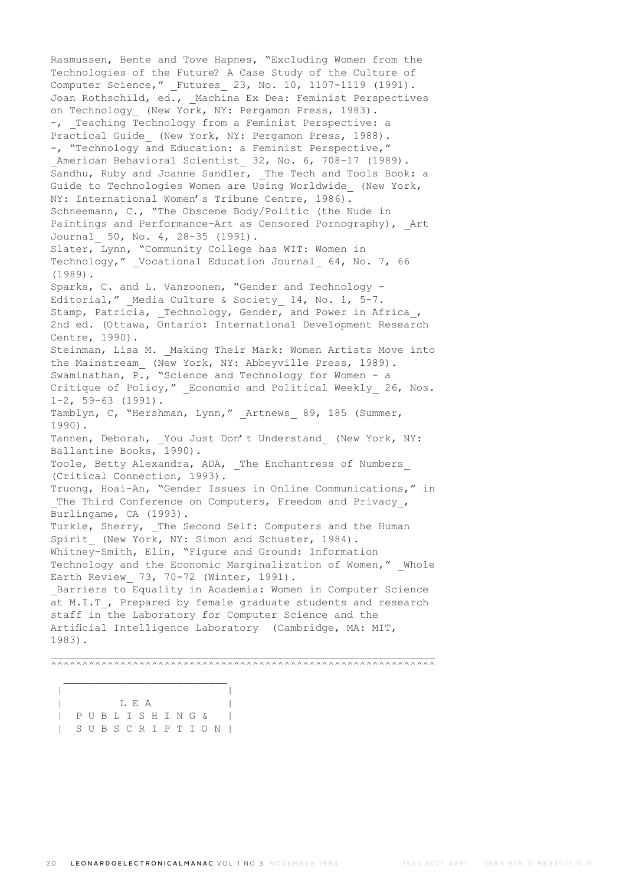Rasmussen, Bente and Tove Hapnes, "Excluding Women from the Technologies of the Future? A Case Study of the Culture of Computer Science," _Futures_ 23, No. 10, 1107-1119 (1991).
Joan Rothschild, ed., _Machina Ex Dea: Feminist Perspectives on Technology_ (New York, NY: Pergamon Press, 1983).
-, _Teaching Technology from a Feminist Perspective: a Practical Guide_ (New York, NY: Pergamon Press, 1988).
-, "Technology and Education: a Feminist Perspective," _American Behavioral Scientist_ 32, No. 6, 708-17 (1989).
Sandhu, Ruby and Joanne Sandler, _The Tech and Tools Book: a Guide to Technologies Women are Using Worldwide_ (New York, NY: International Women's Tribune Centre, 1986).
Schneemann, C., "The Obscene Body/Politic (the Nude in Paintings and Performance-Art as Censored Pornography), _Art Journal_ 50, No. 4, 28-35 (1991).
Slater, Lynn, "Community College has WIT: Women in Technology," _Vocational Education Journal_ 64, No. 7, 66 (1989).
Sparks, C. and L. Vanzoonen, "Gender and Technology - Editorial," _Media Culture & Society_ 14, No. 1, 5-7.
Stamp, Patricia, _Technology, Gender, and Power in Africa_, 2nd ed. (Ottawa, Ontario: International Development Research Centre, 1990).
Steinman, Lisa M. _Making Their Mark: Women Artists Move into the Mainstream_ (New York, NY: Abbeyville Press, 1989).
Swaminathan, P., "Science and Technology for Women - a Critique of Policy," _Economic and Political Weekly_ 26, Nos. 1-2, 59-63 (1991).
Tamblyn, C, "Hershman, Lynn," _Artnews_ 89, 185 (Summer, 1990).
Tannen, Deborah, _You Just Don't Understand_ (New York, NY: Ballantine Books, 1990).
Toole, Betty Alexandra, ADA, _The Enchantress of Numbers_ (Critical Connection, 1993).
Truong, Hoai-An, "Gender Issues in Online Communications," in _The Third Conference on Computers, Freedom and Privacy_, Burlingame, CA (1993).
Turkle, Sherry, _The Second Self: Computers and the Human Spirit_ (New York, NY: Simon and Schuster, 1984).
Whitney-Smith, Elin, "Figure and Ground: Information Technology and the Economic Marginalization of Women," _Whole Earth Review_ 73, 70-72 (Winter, 1991).
_Barriers to Equality in Academia: Women in Computer Science at M.I.T_, Prepared by female graduate students and research staff in the Laboratory for Computer Science and the Artificial Intelligence Laboratory (Cambridge, MA: MIT, 1983).

______________________________________________________________
^^^^^^^^^^^^^^^^^^^^^^^^^^^^^^^^^^^^^^^^^^^^^^^^^^^^^^^^^^^^^^

```
 _________________________
|                         |
|        L E A            |
|  P U B L I S H I N G &  |
|  S U B S C R I P T I O N |
```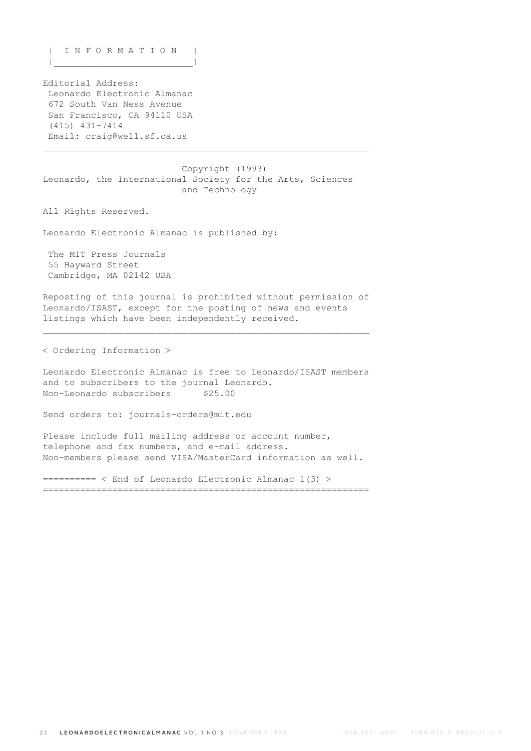## INFORMATION

Editorial Address:
Leonardo Electronic Almanac
672 South Van Ness Avenue
San Francisco, CA 94110 USA
(415) 431-7414
Email: craig@well.sf.ca.us

---

Copyright (1993)
Leonardo, the International Society for the Arts, Sciences and Technology

All Rights Reserved.

Leonardo Electronic Almanac is published by:

The MIT Press Journals
55 Hayward Street
Cambridge, MA 02142 USA

Reposting of this journal is prohibited without permission of Leonardo/ISAST, except for the posting of news and events listings which have been independently received.

---

< Ordering Information >

Leonardo Electronic Almanac is free to Leonardo/ISAST members and to subscribers to the journal Leonardo.
Non-Leonardo subscribers $25.00

Send orders to: journals-orders@mit.edu

Please include full mailing address or account number, telephone and fax numbers, and e-mail address.
Non-members please send VISA/MasterCard information as well.

========== < End of Leonardo Electronic Almanac 1(3) >
==============================================================